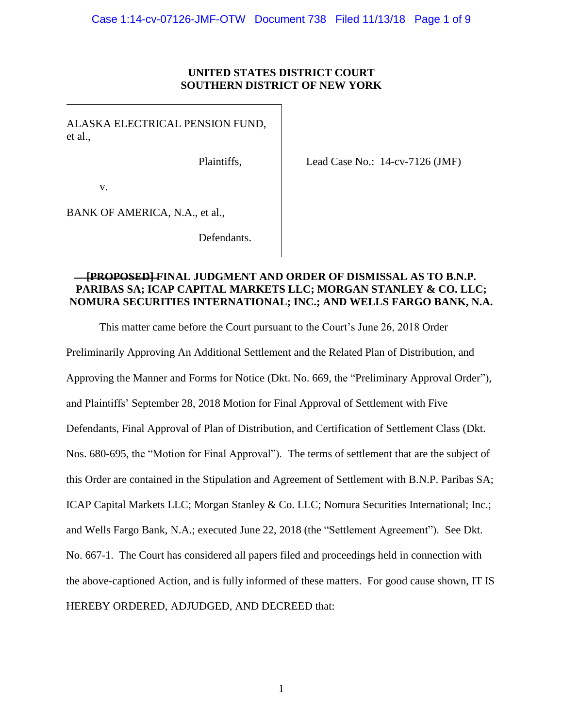**UNITED STATES DISTRICT COURT**
**SOUTHERN DISTRICT OF NEW YORK**

| | |
|---|---|
| ALASKA ELECTRICAL PENSION FUND, et al.,<br><br>Plaintiffs,<br><br>v.<br><br>BANK OF AMERICA, N.A., et al.,<br><br>Defendants. | Lead Case No.: 14-cv-7126 (JMF) |

**~~[PROPOSED]~~ FINAL JUDGMENT AND ORDER OF DISMISSAL AS TO B.N.P. PARIBAS SA; ICAP CAPITAL MARKETS LLC; MORGAN STANLEY & CO. LLC; NOMURA SECURITIES INTERNATIONAL; INC.; AND WELLS FARGO BANK, N.A.**

This matter came before the Court pursuant to the Court's June 26, 2018 Order Preliminarily Approving An Additional Settlement and the Related Plan of Distribution, and Approving the Manner and Forms for Notice (Dkt. No. 669, the "Preliminary Approval Order"), and Plaintiffs' September 28, 2018 Motion for Final Approval of Settlement with Five Defendants, Final Approval of Plan of Distribution, and Certification of Settlement Class (Dkt. Nos. 680-695, the "Motion for Final Approval"). The terms of settlement that are the subject of this Order are contained in the Stipulation and Agreement of Settlement with B.N.P. Paribas SA; ICAP Capital Markets LLC; Morgan Stanley & Co. LLC; Nomura Securities International; Inc.; and Wells Fargo Bank, N.A.; executed June 22, 2018 (the "Settlement Agreement"). See Dkt. No. 667-1. The Court has considered all papers filed and proceedings held in connection with the above-captioned Action, and is fully informed of these matters. For good cause shown, IT IS HEREBY ORDERED, ADJUDGED, AND DECREED that: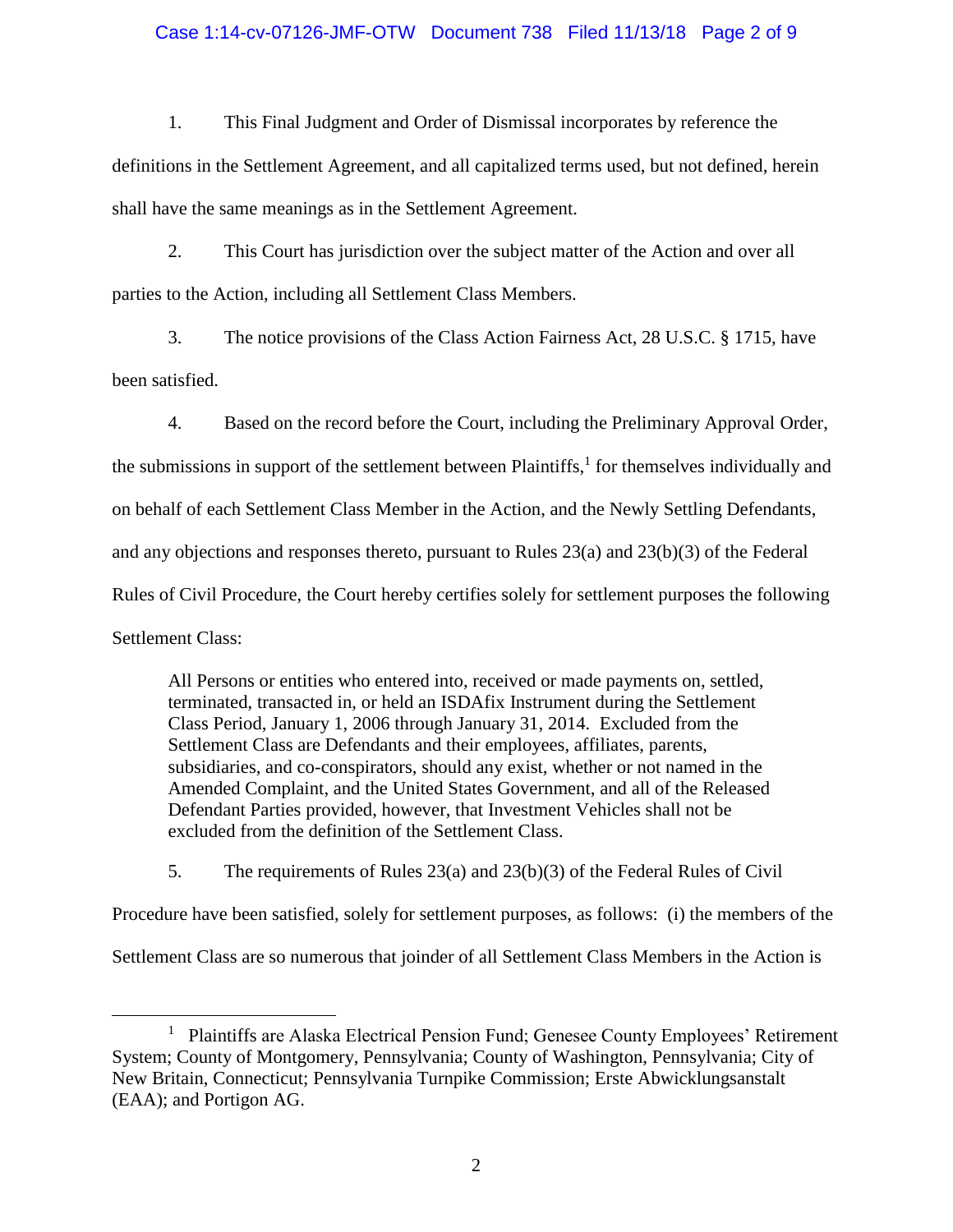1. This Final Judgment and Order of Dismissal incorporates by reference the definitions in the Settlement Agreement, and all capitalized terms used, but not defined, herein shall have the same meanings as in the Settlement Agreement.

2. This Court has jurisdiction over the subject matter of the Action and over all parties to the Action, including all Settlement Class Members.

3. The notice provisions of the Class Action Fairness Act, 28 U.S.C. § 1715, have been satisfied.

4. Based on the record before the Court, including the Preliminary Approval Order, the submissions in support of the settlement between Plaintiffs,[1] for themselves individually and on behalf of each Settlement Class Member in the Action, and the Newly Settling Defendants, and any objections and responses thereto, pursuant to Rules 23(a) and 23(b)(3) of the Federal Rules of Civil Procedure, the Court hereby certifies solely for settlement purposes the following Settlement Class:

> All Persons or entities who entered into, received or made payments on, settled, terminated, transacted in, or held an ISDAfix Instrument during the Settlement Class Period, January 1, 2006 through January 31, 2014. Excluded from the Settlement Class are Defendants and their employees, affiliates, parents, subsidiaries, and co-conspirators, should any exist, whether or not named in the Amended Complaint, and the United States Government, and all of the Released Defendant Parties provided, however, that Investment Vehicles shall not be excluded from the definition of the Settlement Class.

5. The requirements of Rules 23(a) and 23(b)(3) of the Federal Rules of Civil Procedure have been satisfied, solely for settlement purposes, as follows: (i) the members of the Settlement Class are so numerous that joinder of all Settlement Class Members in the Action is

---

[1] Plaintiffs are Alaska Electrical Pension Fund; Genesee County Employees' Retirement System; County of Montgomery, Pennsylvania; County of Washington, Pennsylvania; City of New Britain, Connecticut; Pennsylvania Turnpike Commission; Erste Abwicklungsanstalt (EAA); and Portigon AG.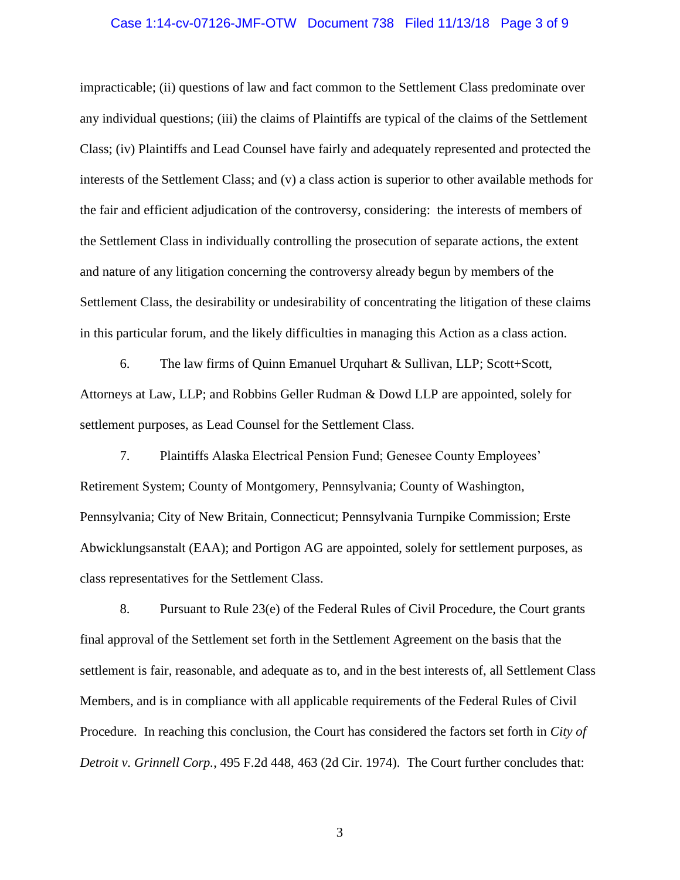impracticable; (ii) questions of law and fact common to the Settlement Class predominate over any individual questions; (iii) the claims of Plaintiffs are typical of the claims of the Settlement Class; (iv) Plaintiffs and Lead Counsel have fairly and adequately represented and protected the interests of the Settlement Class; and (v) a class action is superior to other available methods for the fair and efficient adjudication of the controversy, considering: the interests of members of the Settlement Class in individually controlling the prosecution of separate actions, the extent and nature of any litigation concerning the controversy already begun by members of the Settlement Class, the desirability or undesirability of concentrating the litigation of these claims in this particular forum, and the likely difficulties in managing this Action as a class action.

6. The law firms of Quinn Emanuel Urquhart & Sullivan, LLP; Scott+Scott, Attorneys at Law, LLP; and Robbins Geller Rudman & Dowd LLP are appointed, solely for settlement purposes, as Lead Counsel for the Settlement Class.

7. Plaintiffs Alaska Electrical Pension Fund; Genesee County Employees' Retirement System; County of Montgomery, Pennsylvania; County of Washington, Pennsylvania; City of New Britain, Connecticut; Pennsylvania Turnpike Commission; Erste Abwicklungsanstalt (EAA); and Portigon AG are appointed, solely for settlement purposes, as class representatives for the Settlement Class.

8. Pursuant to Rule 23(e) of the Federal Rules of Civil Procedure, the Court grants final approval of the Settlement set forth in the Settlement Agreement on the basis that the settlement is fair, reasonable, and adequate as to, and in the best interests of, all Settlement Class Members, and is in compliance with all applicable requirements of the Federal Rules of Civil Procedure. In reaching this conclusion, the Court has considered the factors set forth in *City of Detroit v. Grinnell Corp.*, 495 F.2d 448, 463 (2d Cir. 1974). The Court further concludes that: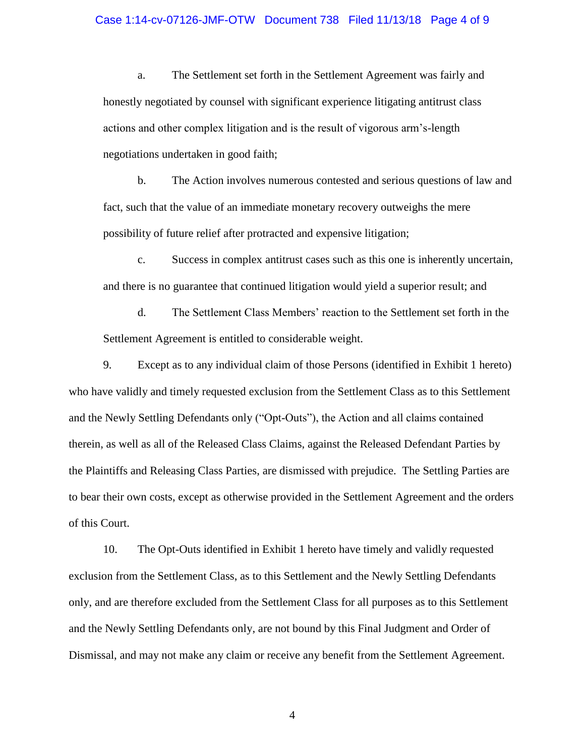a. The Settlement set forth in the Settlement Agreement was fairly and honestly negotiated by counsel with significant experience litigating antitrust class actions and other complex litigation and is the result of vigorous arm's-length negotiations undertaken in good faith;

b. The Action involves numerous contested and serious questions of law and fact, such that the value of an immediate monetary recovery outweighs the mere possibility of future relief after protracted and expensive litigation;

c. Success in complex antitrust cases such as this one is inherently uncertain, and there is no guarantee that continued litigation would yield a superior result; and

d. The Settlement Class Members' reaction to the Settlement set forth in the Settlement Agreement is entitled to considerable weight.

9. Except as to any individual claim of those Persons (identified in Exhibit 1 hereto) who have validly and timely requested exclusion from the Settlement Class as to this Settlement and the Newly Settling Defendants only ("Opt-Outs"), the Action and all claims contained therein, as well as all of the Released Class Claims, against the Released Defendant Parties by the Plaintiffs and Releasing Class Parties, are dismissed with prejudice. The Settling Parties are to bear their own costs, except as otherwise provided in the Settlement Agreement and the orders of this Court.

10. The Opt-Outs identified in Exhibit 1 hereto have timely and validly requested exclusion from the Settlement Class, as to this Settlement and the Newly Settling Defendants only, and are therefore excluded from the Settlement Class for all purposes as to this Settlement and the Newly Settling Defendants only, are not bound by this Final Judgment and Order of Dismissal, and may not make any claim or receive any benefit from the Settlement Agreement.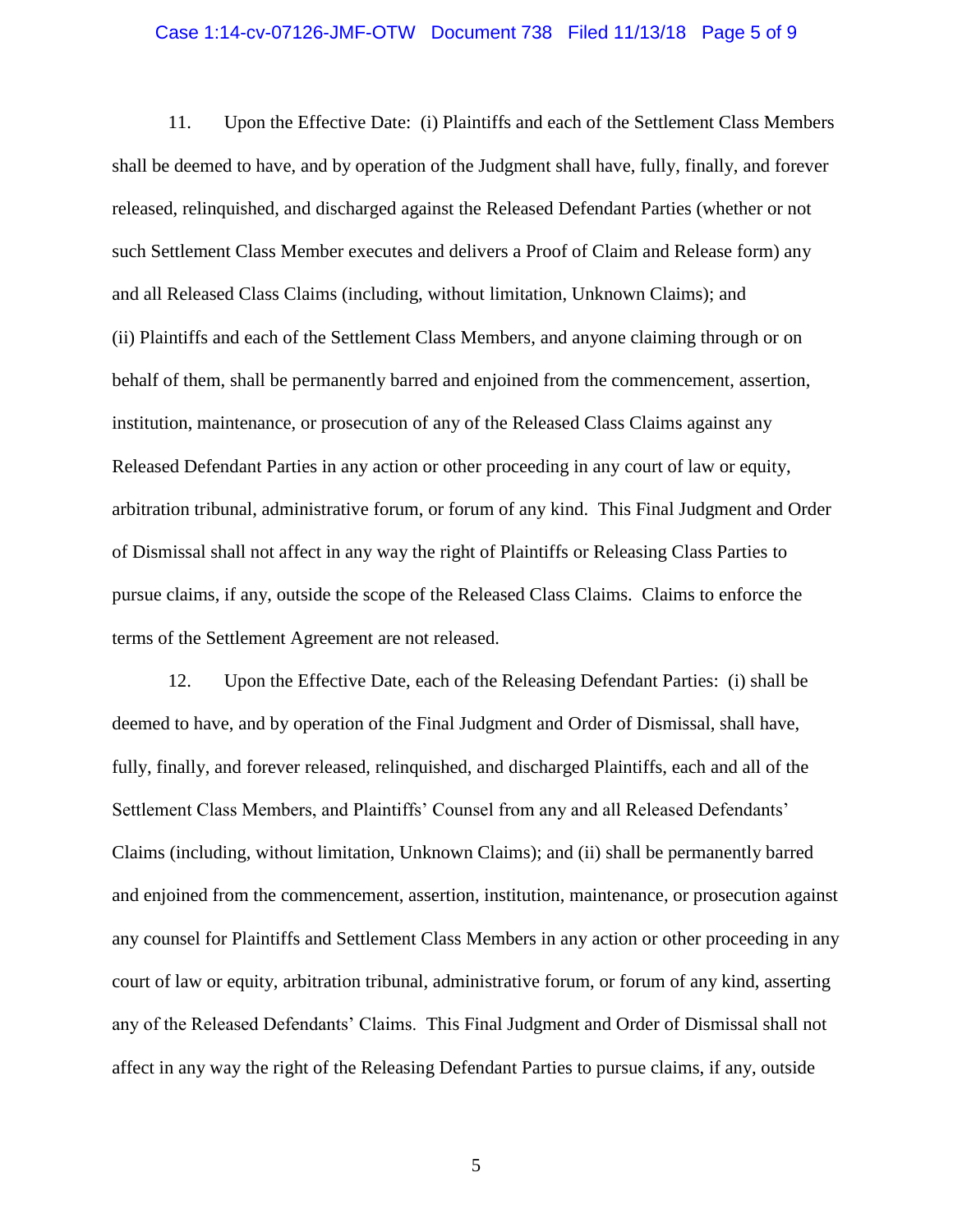11. Upon the Effective Date: (i) Plaintiffs and each of the Settlement Class Members shall be deemed to have, and by operation of the Judgment shall have, fully, finally, and forever released, relinquished, and discharged against the Released Defendant Parties (whether or not such Settlement Class Member executes and delivers a Proof of Claim and Release form) any and all Released Class Claims (including, without limitation, Unknown Claims); and (ii) Plaintiffs and each of the Settlement Class Members, and anyone claiming through or on behalf of them, shall be permanently barred and enjoined from the commencement, assertion, institution, maintenance, or prosecution of any of the Released Class Claims against any Released Defendant Parties in any action or other proceeding in any court of law or equity, arbitration tribunal, administrative forum, or forum of any kind. This Final Judgment and Order of Dismissal shall not affect in any way the right of Plaintiffs or Releasing Class Parties to pursue claims, if any, outside the scope of the Released Class Claims. Claims to enforce the terms of the Settlement Agreement are not released.

12. Upon the Effective Date, each of the Releasing Defendant Parties: (i) shall be deemed to have, and by operation of the Final Judgment and Order of Dismissal, shall have, fully, finally, and forever released, relinquished, and discharged Plaintiffs, each and all of the Settlement Class Members, and Plaintiffs' Counsel from any and all Released Defendants' Claims (including, without limitation, Unknown Claims); and (ii) shall be permanently barred and enjoined from the commencement, assertion, institution, maintenance, or prosecution against any counsel for Plaintiffs and Settlement Class Members in any action or other proceeding in any court of law or equity, arbitration tribunal, administrative forum, or forum of any kind, asserting any of the Released Defendants' Claims. This Final Judgment and Order of Dismissal shall not affect in any way the right of the Releasing Defendant Parties to pursue claims, if any, outside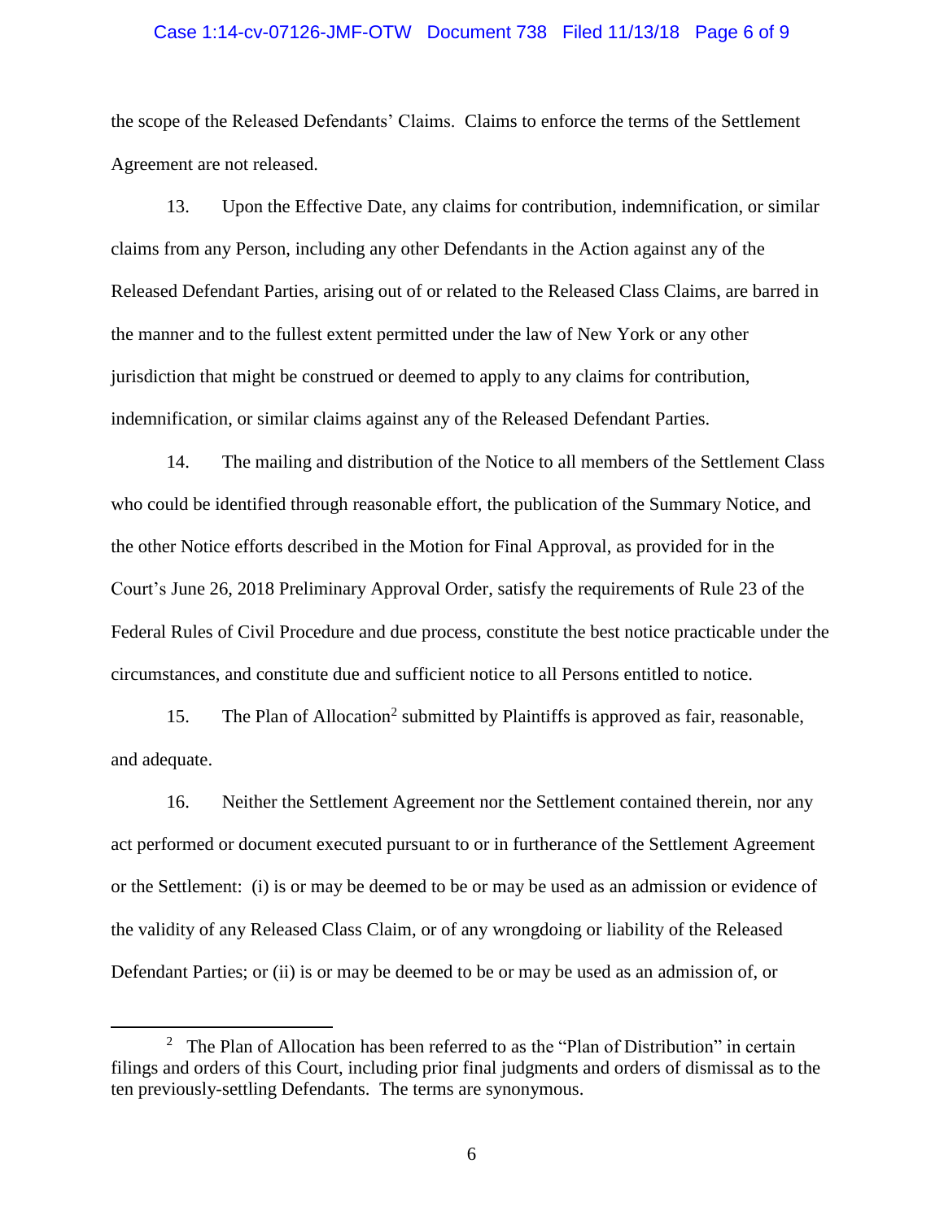the scope of the Released Defendants' Claims. Claims to enforce the terms of the Settlement Agreement are not released.

13. Upon the Effective Date, any claims for contribution, indemnification, or similar claims from any Person, including any other Defendants in the Action against any of the Released Defendant Parties, arising out of or related to the Released Class Claims, are barred in the manner and to the fullest extent permitted under the law of New York or any other jurisdiction that might be construed or deemed to apply to any claims for contribution, indemnification, or similar claims against any of the Released Defendant Parties.

14. The mailing and distribution of the Notice to all members of the Settlement Class who could be identified through reasonable effort, the publication of the Summary Notice, and the other Notice efforts described in the Motion for Final Approval, as provided for in the Court's June 26, 2018 Preliminary Approval Order, satisfy the requirements of Rule 23 of the Federal Rules of Civil Procedure and due process, constitute the best notice practicable under the circumstances, and constitute due and sufficient notice to all Persons entitled to notice.

15. The Plan of Allocation[2] submitted by Plaintiffs is approved as fair, reasonable, and adequate.

16. Neither the Settlement Agreement nor the Settlement contained therein, nor any act performed or document executed pursuant to or in furtherance of the Settlement Agreement or the Settlement: (i) is or may be deemed to be or may be used as an admission or evidence of the validity of any Released Class Claim, or of any wrongdoing or liability of the Released Defendant Parties; or (ii) is or may be deemed to be or may be used as an admission of, or

[2] The Plan of Allocation has been referred to as the "Plan of Distribution" in certain filings and orders of this Court, including prior final judgments and orders of dismissal as to the ten previously-settling Defendants. The terms are synonymous.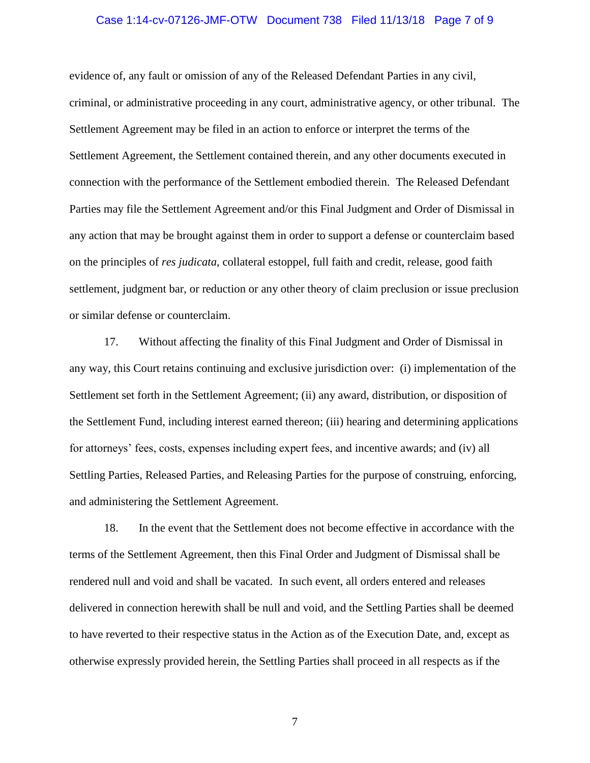evidence of, any fault or omission of any of the Released Defendant Parties in any civil, criminal, or administrative proceeding in any court, administrative agency, or other tribunal. The Settlement Agreement may be filed in an action to enforce or interpret the terms of the Settlement Agreement, the Settlement contained therein, and any other documents executed in connection with the performance of the Settlement embodied therein. The Released Defendant Parties may file the Settlement Agreement and/or this Final Judgment and Order of Dismissal in any action that may be brought against them in order to support a defense or counterclaim based on the principles of *res judicata*, collateral estoppel, full faith and credit, release, good faith settlement, judgment bar, or reduction or any other theory of claim preclusion or issue preclusion or similar defense or counterclaim.

17. Without affecting the finality of this Final Judgment and Order of Dismissal in any way, this Court retains continuing and exclusive jurisdiction over: (i) implementation of the Settlement set forth in the Settlement Agreement; (ii) any award, distribution, or disposition of the Settlement Fund, including interest earned thereon; (iii) hearing and determining applications for attorneys' fees, costs, expenses including expert fees, and incentive awards; and (iv) all Settling Parties, Released Parties, and Releasing Parties for the purpose of construing, enforcing, and administering the Settlement Agreement.

18. In the event that the Settlement does not become effective in accordance with the terms of the Settlement Agreement, then this Final Order and Judgment of Dismissal shall be rendered null and void and shall be vacated. In such event, all orders entered and releases delivered in connection herewith shall be null and void, and the Settling Parties shall be deemed to have reverted to their respective status in the Action as of the Execution Date, and, except as otherwise expressly provided herein, the Settling Parties shall proceed in all respects as if the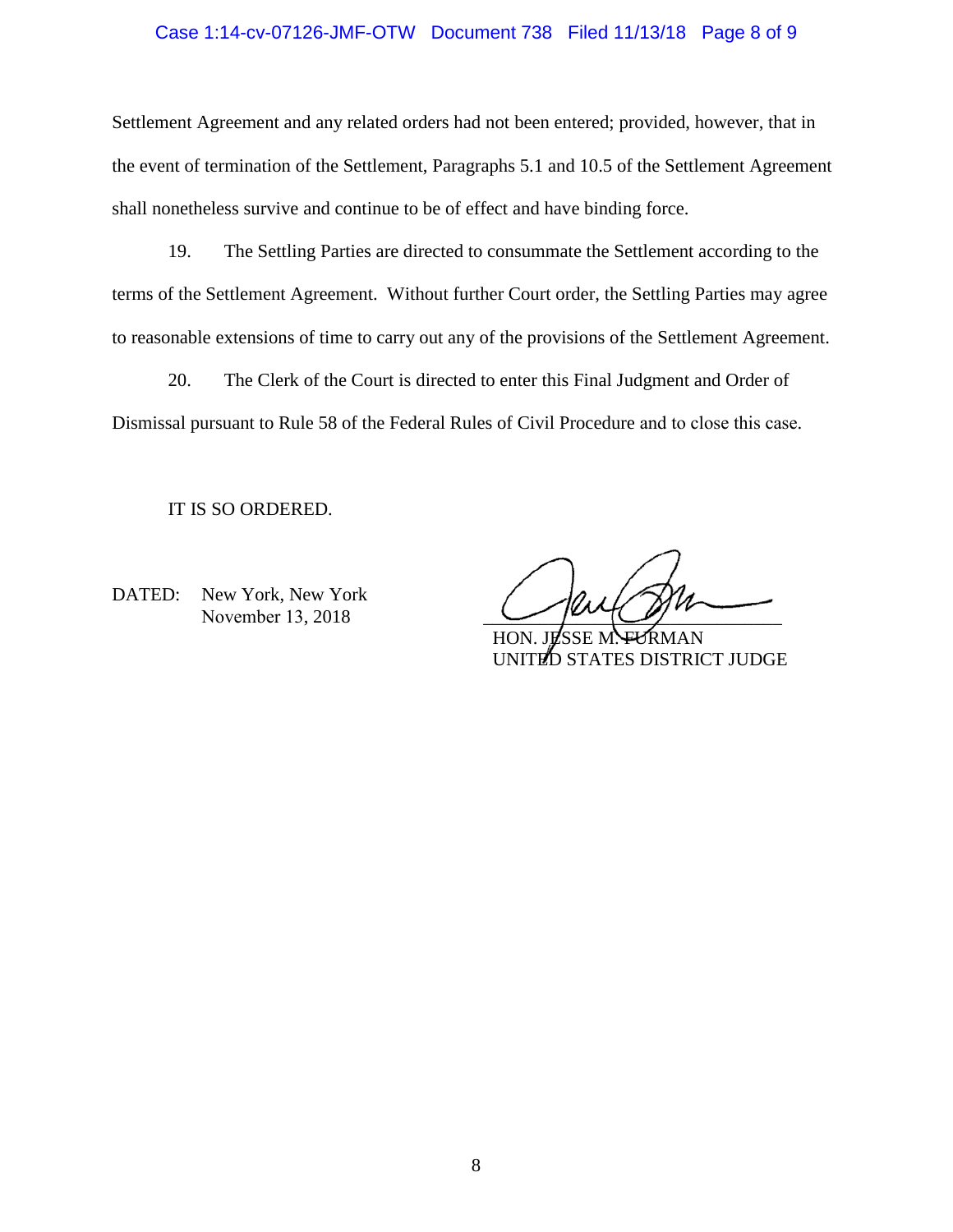Settlement Agreement and any related orders had not been entered; provided, however, that in the event of termination of the Settlement, Paragraphs 5.1 and 10.5 of the Settlement Agreement shall nonetheless survive and continue to be of effect and have binding force.

19. The Settling Parties are directed to consummate the Settlement according to the terms of the Settlement Agreement. Without further Court order, the Settling Parties may agree to reasonable extensions of time to carry out any of the provisions of the Settlement Agreement.

20. The Clerk of the Court is directed to enter this Final Judgment and Order of Dismissal pursuant to Rule 58 of the Federal Rules of Civil Procedure and to close this case.

IT IS SO ORDERED.

DATED: New York, New York
November 13, 2018

HON. JESSE M. FURMAN
UNITED STATES DISTRICT JUDGE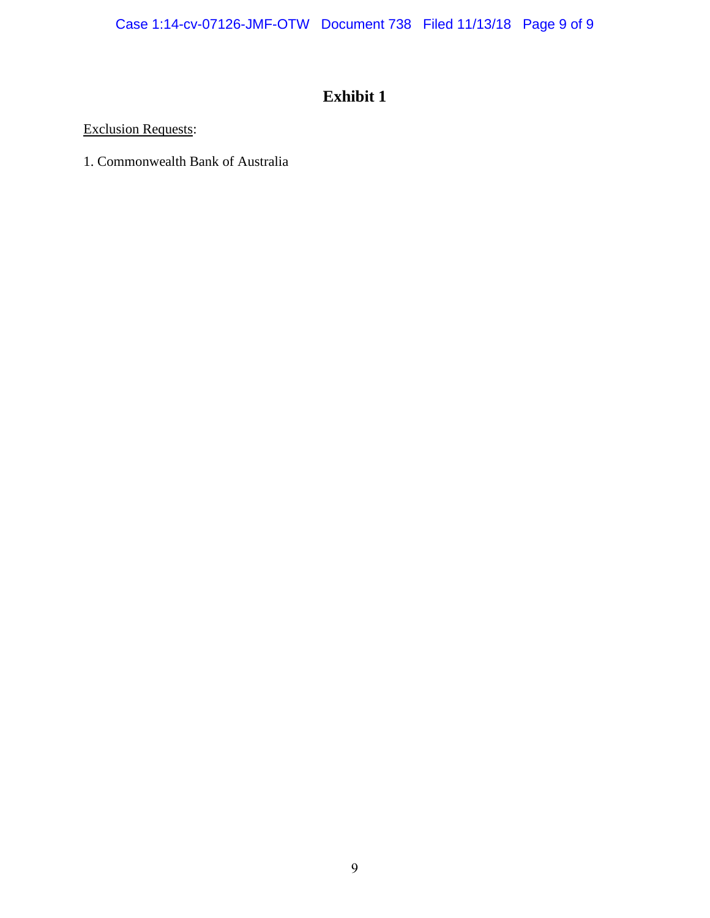# Exhibit 1

<u>Exclusion Requests</u>:

1. Commonwealth Bank of Australia